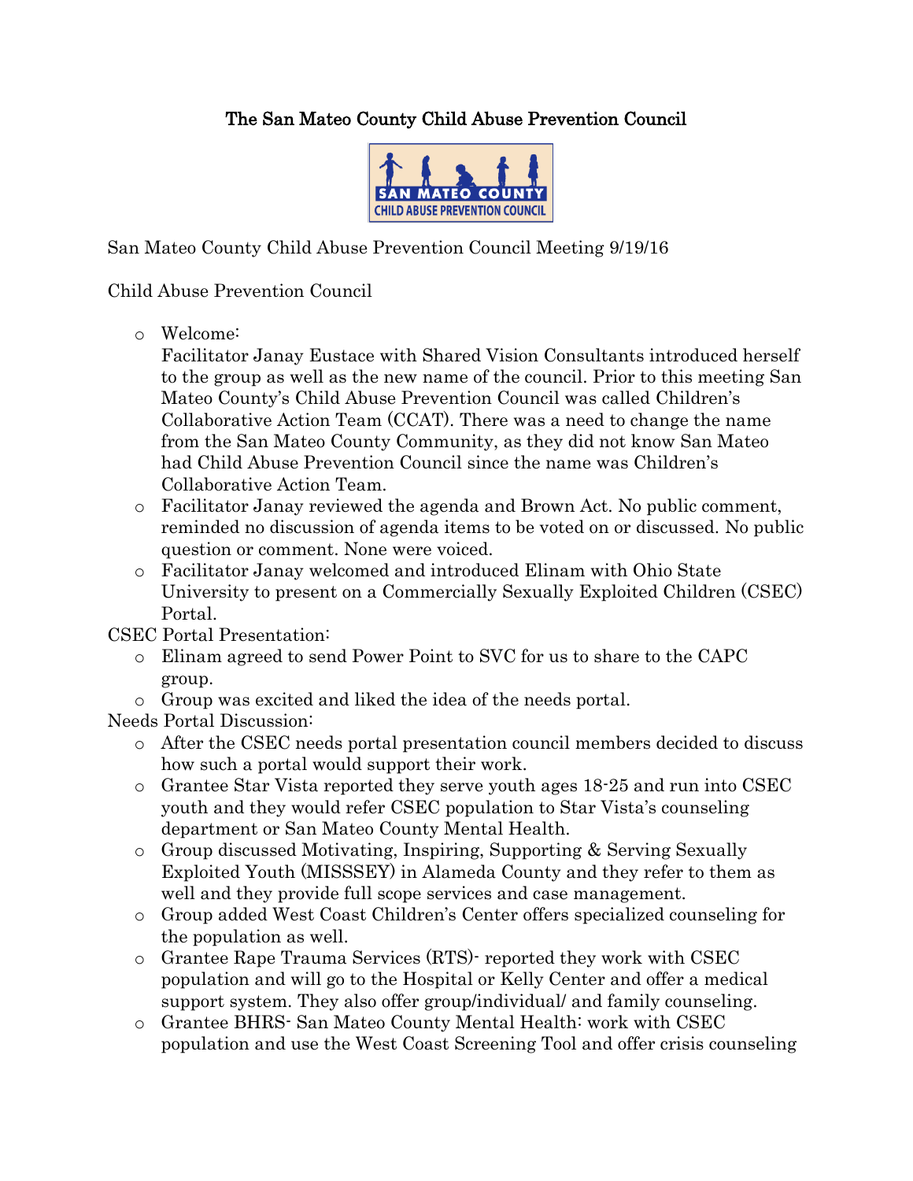# The San Mateo County Child Abuse Prevention Council

San Mateo County Child Abuse Prevention Council Meeting 9/19/16

Child Abuse Prevention Council

- Welcome:
  Facilitator Janay Eustace with Shared Vision Consultants introduced herself to the group as well as the new name of the council. Prior to this meeting San Mateo County's Child Abuse Prevention Council was called Children's Collaborative Action Team (CCAT). There was a need to change the name from the San Mateo County Community, as they did not know San Mateo had Child Abuse Prevention Council since the name was Children's Collaborative Action Team.
- Facilitator Janay reviewed the agenda and Brown Act. No public comment, reminded no discussion of agenda items to be voted on or discussed. No public question or comment. None were voiced.
- Facilitator Janay welcomed and introduced Elinam with Ohio State University to present on a Commercially Sexually Exploited Children (CSEC) Portal.

CSEC Portal Presentation:

- Elinam agreed to send Power Point to SVC for us to share to the CAPC group.
- Group was excited and liked the idea of the needs portal.

Needs Portal Discussion:

- After the CSEC needs portal presentation council members decided to discuss how such a portal would support their work.
- Grantee Star Vista reported they serve youth ages 18-25 and run into CSEC youth and they would refer CSEC population to Star Vista's counseling department or San Mateo County Mental Health.
- Group discussed Motivating, Inspiring, Supporting & Serving Sexually Exploited Youth (MISSSEY) in Alameda County and they refer to them as well and they provide full scope services and case management.
- Group added West Coast Children's Center offers specialized counseling for the population as well.
- Grantee Rape Trauma Services (RTS)- reported they work with CSEC population and will go to the Hospital or Kelly Center and offer a medical support system. They also offer group/individual/ and family counseling.
- Grantee BHRS- San Mateo County Mental Health: work with CSEC population and use the West Coast Screening Tool and offer crisis counseling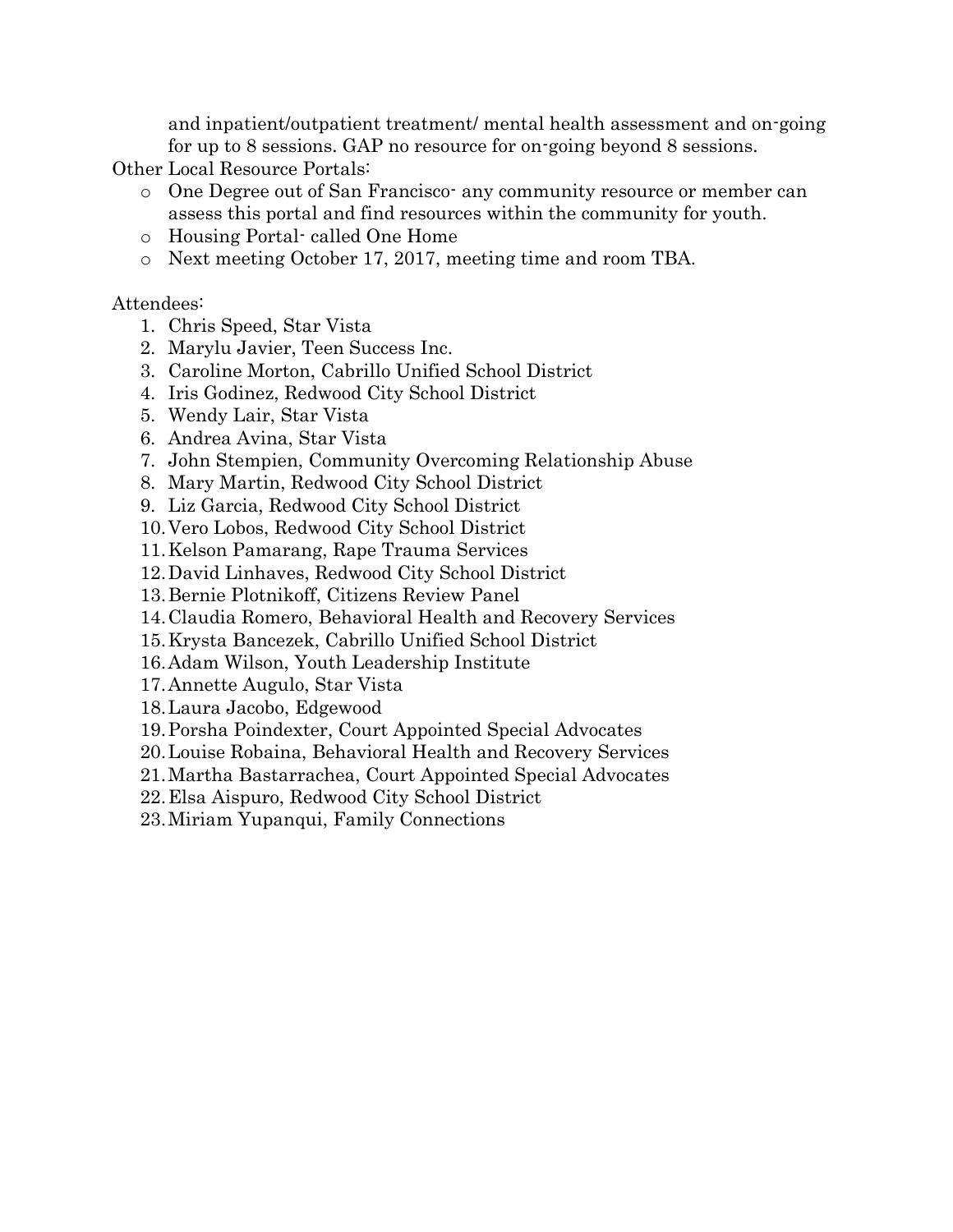and inpatient/outpatient treatment/ mental health assessment and on-going for up to 8 sessions. GAP no resource for on-going beyond 8 sessions.

Other Local Resource Portals:

- One Degree out of San Francisco- any community resource or member can assess this portal and find resources within the community for youth.
- Housing Portal- called One Home
- Next meeting October 17, 2017, meeting time and room TBA.

Attendees:

1. Chris Speed, Star Vista
2. Marylu Javier, Teen Success Inc.
3. Caroline Morton, Cabrillo Unified School District
4. Iris Godinez, Redwood City School District
5. Wendy Lair, Star Vista
6. Andrea Avina, Star Vista
7. John Stempien, Community Overcoming Relationship Abuse
8. Mary Martin, Redwood City School District
9. Liz Garcia, Redwood City School District
10. Vero Lobos, Redwood City School District
11. Kelson Pamarang, Rape Trauma Services
12. David Linhaves, Redwood City School District
13. Bernie Plotnikoff, Citizens Review Panel
14. Claudia Romero, Behavioral Health and Recovery Services
15. Krysta Bancezek, Cabrillo Unified School District
16. Adam Wilson, Youth Leadership Institute
17. Annette Augulo, Star Vista
18. Laura Jacobo, Edgewood
19. Porsha Poindexter, Court Appointed Special Advocates
20. Louise Robaina, Behavioral Health and Recovery Services
21. Martha Bastarrachea, Court Appointed Special Advocates
22. Elsa Aispuro, Redwood City School District
23. Miriam Yupanqui, Family Connections